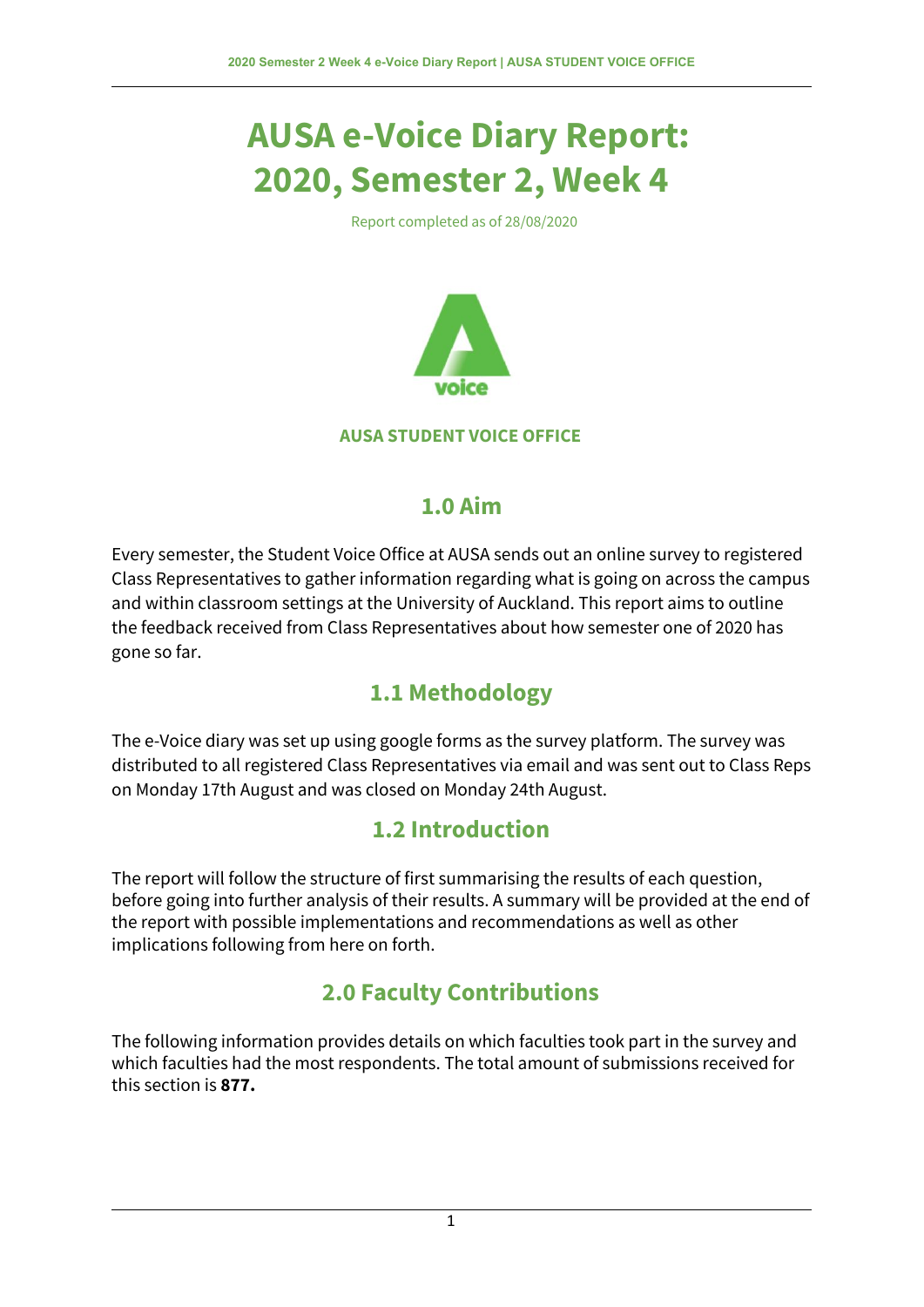# AUSA e-Voice Diary Report: 2020, Semester 2, Week 4

Report completed as of 28/08/2020

AUSA STUDENT VOICE OFFICE

## 1.0 Aim

Every semester, the Student Voice Office at AUSA sends out an online survey to registered Class Representatives to gather information regarding what is going on across the campus and within classroom settings at the University of Auckland. This report aims to outline the feedback received from Class Representatives about how semester one of 2020 has gone so far.

## 1.1 Methodology

The e-Voice diary was set up using google forms as the survey platform. The survey was distributed to all registered Class Representatives via email and was sent out to Class Reps on Monday 17th August and was closed on Monday 24th August.

## 1.2 Introduction

The report will follow the structure of first summarising the results of each question, before going into further analysis of their results. A summary will be provided at the end of the report with possible implementations and recommendations as well as other implications following from here on forth.

## 2.0 Faculty Contributions

The following information provides details on which faculties took part in the survey and which faculties had the most respondents. The total amount of submissions received for this section is **877.**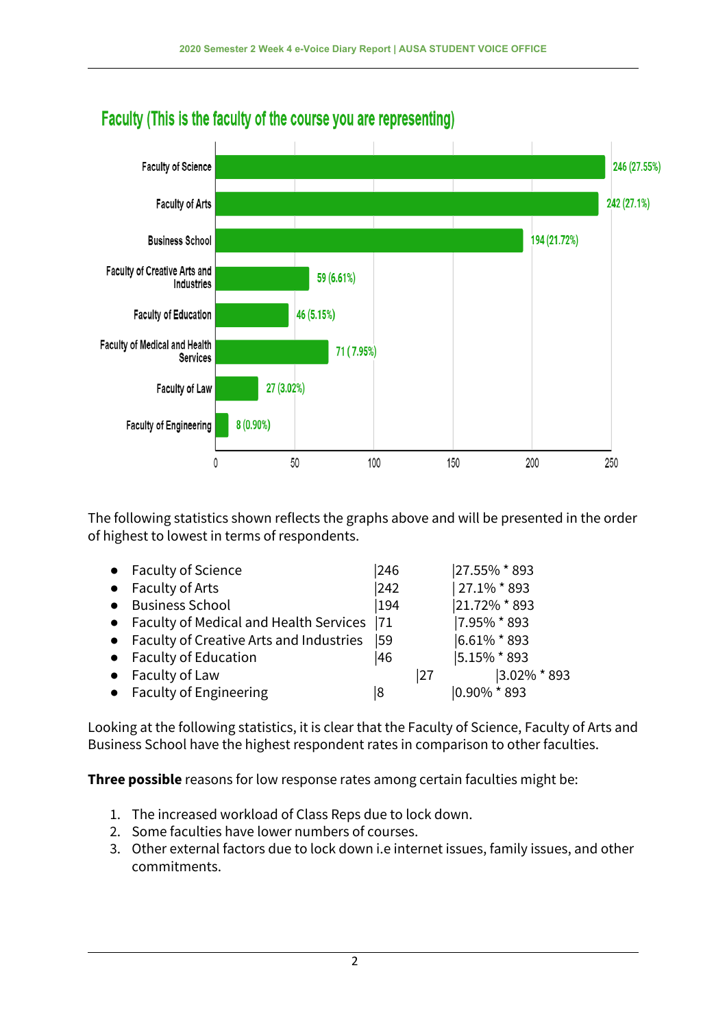## Faculty (This is the faculty of the course you are representing)

| Faculty | Respondents |
|---|---|
| Faculty of Science | 246 (27.55%) |
| Faculty of Arts | 242 (27.1%) |
| Business School | 194 (21.72%) |
| Faculty of Creative Arts and Industries | 59 (6.61%) |
| Faculty of Education | 46 (5.15%) |
| Faculty of Medical and Health Services | 71 ( 7.95%) |
| Faculty of Law | 27 (3.02%) |
| Faculty of Engineering | 8 (0.90%) |

The following statistics shown reflects the graphs above and will be presented in the order of highest to lowest in terms of respondents.

- Faculty of Science |246 |27.55% * 893
- Faculty of Arts |242 | 27.1% * 893
- Business School |194 |21.72% * 893
- Faculty of Medical and Health Services |71 |7.95% * 893
- Faculty of Creative Arts and Industries |59 |6.61% * 893
- Faculty of Education |46 |5.15% * 893
- Faculty of Law |27 |3.02% * 893
- Faculty of Engineering |8 |0.90% * 893

Looking at the following statistics, it is clear that the Faculty of Science, Faculty of Arts and Business School have the highest respondent rates in comparison to other faculties.

**Three possible** reasons for low response rates among certain faculties might be:

1. The increased workload of Class Reps due to lock down.
2. Some faculties have lower numbers of courses.
3. Other external factors due to lock down i.e internet issues, family issues, and other commitments.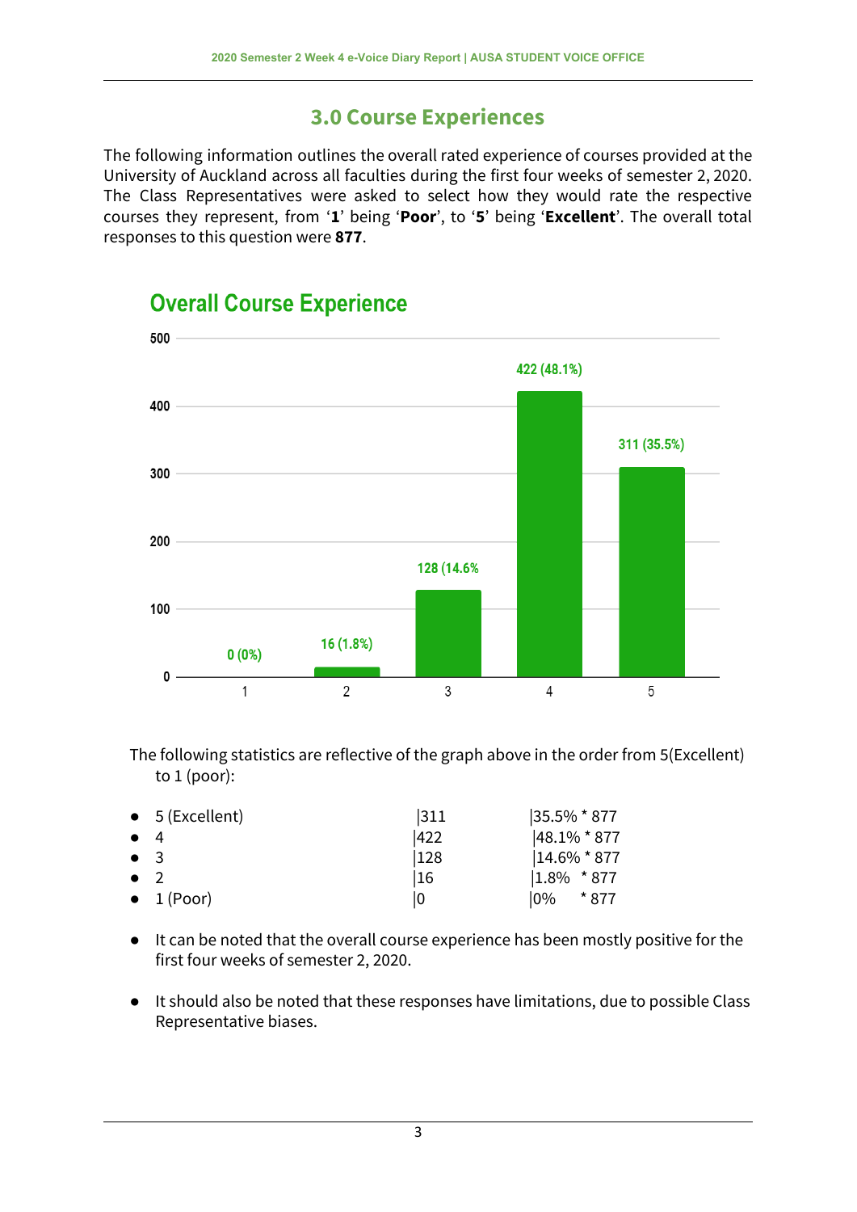## 3.0 Course Experiences

The following information outlines the overall rated experience of courses provided at the University of Auckland across all faculties during the first four weeks of semester 2, 2020. The Class Representatives were asked to select how they would rate the respective courses they represent, from '**1**' being '**Poor**', to '**5**' being '**Excellent**'. The overall total responses to this question were **877**.

### Overall Course Experience

| Rating | Responses |
|---|---|
| 1 | 0 (0%) |
| 2 | 16 (1.8%) |
| 3 | 128 (14.6% |
| 4 | 422 (48.1%) |
| 5 | 311 (35.5%) |

The following statistics are reflective of the graph above in the order from 5(Excellent) to 1 (poor):

| | | |
|---|---|---|
| 5 (Excellent) | 311 | 35.5% * 877 |
| 4 | 422 | 48.1% * 877 |
| 3 | 128 | 14.6% * 877 |
| 2 | 16 | 1.8% * 877 |
| 1 (Poor) | 0 | 0% * 877 |

- It can be noted that the overall course experience has been mostly positive for the first four weeks of semester 2, 2020.
- It should also be noted that these responses have limitations, due to possible Class Representative biases.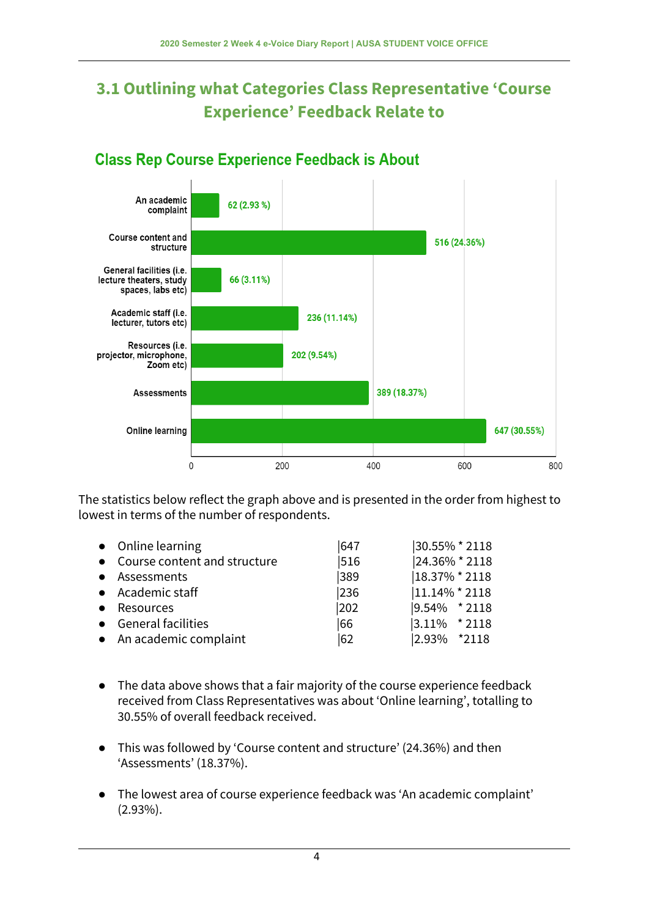## 3.1 Outlining what Categories Class Representative 'Course Experience' Feedback Relate to

### Class Rep Course Experience Feedback is About

| Category | Count |
|---|---|
| An academic complaint | 62 (2.93 %) |
| Course content and structure | 516 (24.36%) |
| General facilities (i.e. lecture theaters, study spaces, labs etc) | 66 (3.11%) |
| Academic staff (i.e. lecturer, tutors etc) | 236 (11.14%) |
| Resources (i.e. projector, microphone, Zoom etc) | 202 (9.54%) |
| Assessments | 389 (18.37%) |
| Online learning | 647 (30.55%) |

The statistics below reflect the graph above and is presented in the order from highest to lowest in terms of the number of respondents.

- Online learning |647 |30.55% * 2118
- Course content and structure |516 |24.36% * 2118
- Assessments |389 |18.37% * 2118
- Academic staff |236 |11.14% * 2118
- Resources |202 |9.54% * 2118
- General facilities |66 |3.11% * 2118
- An academic complaint |62 |2.93% *2118

- The data above shows that a fair majority of the course experience feedback received from Class Representatives was about 'Online learning', totalling to 30.55% of overall feedback received.
- This was followed by 'Course content and structure' (24.36%) and then 'Assessments' (18.37%).
- The lowest area of course experience feedback was 'An academic complaint' (2.93%).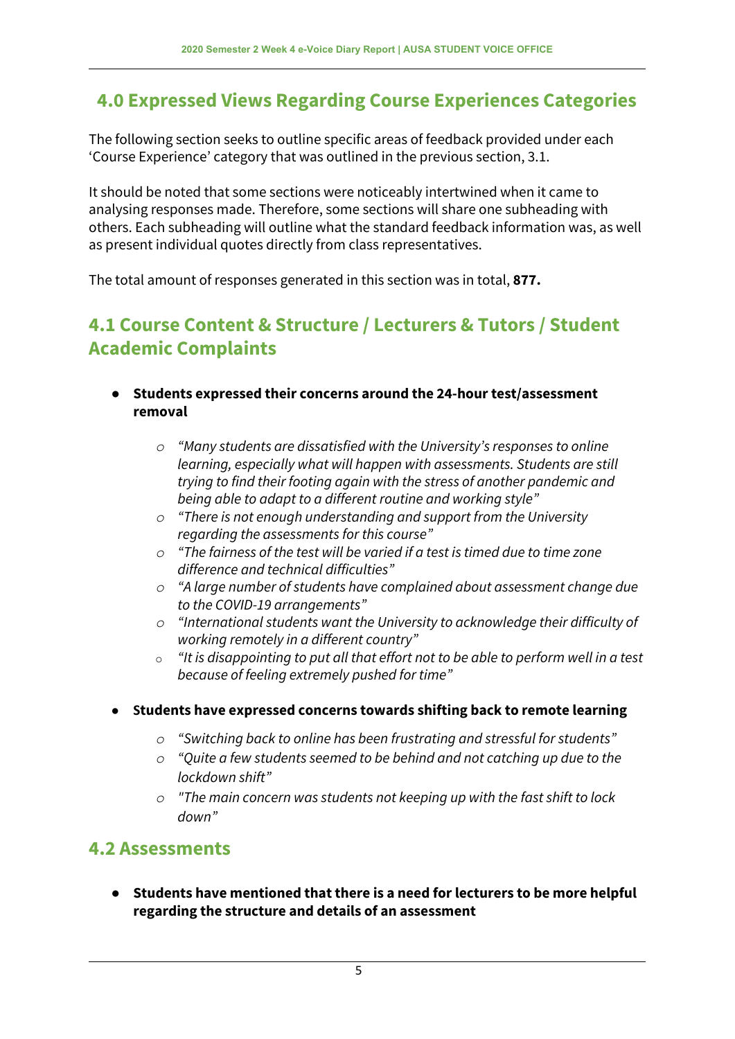## 4.0 Expressed Views Regarding Course Experiences Categories

The following section seeks to outline specific areas of feedback provided under each 'Course Experience' category that was outlined in the previous section, 3.1.

It should be noted that some sections were noticeably intertwined when it came to analysing responses made. Therefore, some sections will share one subheading with others. Each subheading will outline what the standard feedback information was, as well as present individual quotes directly from class representatives.

The total amount of responses generated in this section was in total, **877.**

## 4.1 Course Content & Structure / Lecturers & Tutors / Student Academic Complaints

- **Students expressed their concerns around the 24-hour test/assessment removal**
    - *"Many students are dissatisfied with the University's responses to online learning, especially what will happen with assessments. Students are still trying to find their footing again with the stress of another pandemic and being able to adapt to a different routine and working style"*
    - *"There is not enough understanding and support from the University regarding the assessments for this course"*
    - *"The fairness of the test will be varied if a test is timed due to time zone difference and technical difficulties"*
    - *"A large number of students have complained about assessment change due to the COVID-19 arrangements"*
    - *"International students want the University to acknowledge their difficulty of working remotely in a different country"*
    - *"It is disappointing to put all that effort not to be able to perform well in a test because of feeling extremely pushed for time"*
- **Students have expressed concerns towards shifting back to remote learning**
    - *"Switching back to online has been frustrating and stressful for students"*
    - *"Quite a few students seemed to be behind and not catching up due to the lockdown shift"*
    - *"The main concern was students not keeping up with the fast shift to lock down"*

## 4.2 Assessments

- **Students have mentioned that there is a need for lecturers to be more helpful regarding the structure and details of an assessment**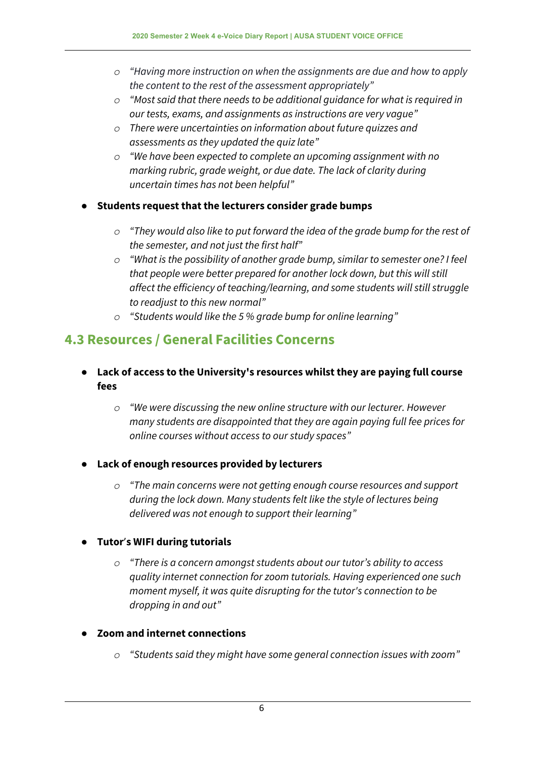- *"Having more instruction on when the assignments are due and how to apply the content to the rest of the assessment appropriately"*
   - *"Most said that there needs to be additional guidance for what is required in our tests, exams, and assignments as instructions are very vague"*
   - *There were uncertainties on information about future quizzes and assessments as they updated the quiz late"*
   - *"We have been expected to complete an upcoming assignment with no marking rubric, grade weight, or due date. The lack of clarity during uncertain times has not been helpful"*

- **Students request that the lecturers consider grade bumps**
   - *"They would also like to put forward the idea of the grade bump for the rest of the semester, and not just the first half"*
   - *"What is the possibility of another grade bump, similar to semester one? I feel that people were better prepared for another lock down, but this will still affect the efficiency of teaching/learning, and some students will still struggle to readjust to this new normal"*
   - *"Students would like the 5 % grade bump for online learning"*

## 4.3 Resources / General Facilities Concerns

- **Lack of access to the University's resources whilst they are paying full course fees**
   - *"We were discussing the new online structure with our lecturer. However many students are disappointed that they are again paying full fee prices for online courses without access to our study spaces"*

- **Lack of enough resources provided by lecturers**
   - *"The main concerns were not getting enough course resources and support during the lock down. Many students felt like the style of lectures being delivered was not enough to support their learning"*

- **Tutor's WIFI during tutorials**
   - *"There is a concern amongst students about our tutor's ability to access quality internet connection for zoom tutorials. Having experienced one such moment myself, it was quite disrupting for the tutor's connection to be dropping in and out"*

- **Zoom and internet connections**
   - *"Students said they might have some general connection issues with zoom"*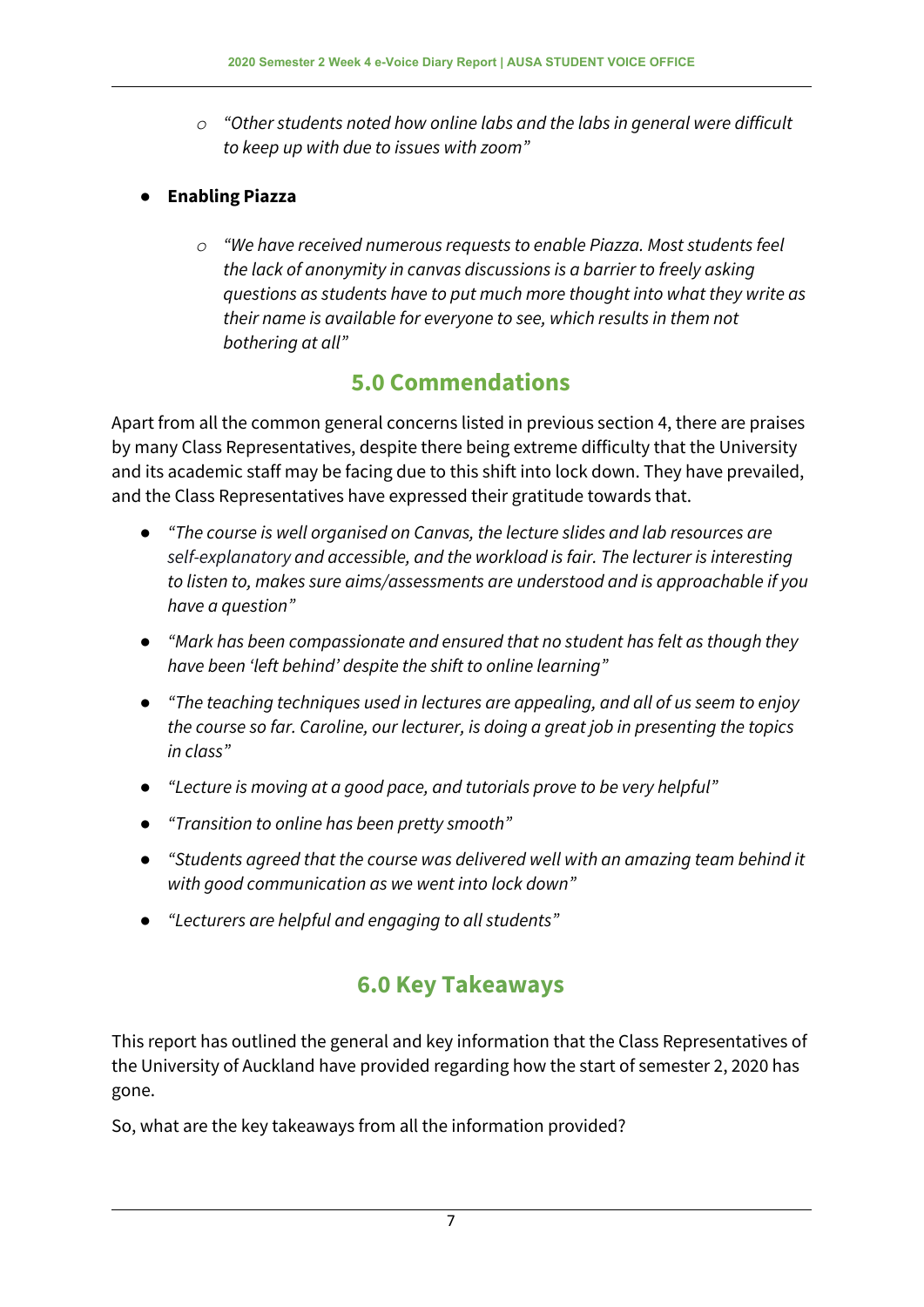- *"Other students noted how online labs and the labs in general were difficult to keep up with due to issues with zoom"*

- **Enabling Piazza**
  - *"We have received numerous requests to enable Piazza. Most students feel the lack of anonymity in canvas discussions is a barrier to freely asking questions as students have to put much more thought into what they write as their name is available for everyone to see, which results in them not bothering at all"*

## 5.0 Commendations

Apart from all the common general concerns listed in previous section 4, there are praises by many Class Representatives, despite there being extreme difficulty that the University and its academic staff may be facing due to this shift into lock down. They have prevailed, and the Class Representatives have expressed their gratitude towards that.

- *"The course is well organised on Canvas, the lecture slides and lab resources are self-explanatory and accessible, and the workload is fair. The lecturer is interesting to listen to, makes sure aims/assessments are understood and is approachable if you have a question"*
- *"Mark has been compassionate and ensured that no student has felt as though they have been 'left behind' despite the shift to online learning"*
- *"The teaching techniques used in lectures are appealing, and all of us seem to enjoy the course so far. Caroline, our lecturer, is doing a great job in presenting the topics in class"*
- *"Lecture is moving at a good pace, and tutorials prove to be very helpful"*
- *"Transition to online has been pretty smooth"*
- *"Students agreed that the course was delivered well with an amazing team behind it with good communication as we went into lock down"*
- *"Lecturers are helpful and engaging to all students"*

## 6.0 Key Takeaways

This report has outlined the general and key information that the Class Representatives of the University of Auckland have provided regarding how the start of semester 2, 2020 has gone.

So, what are the key takeaways from all the information provided?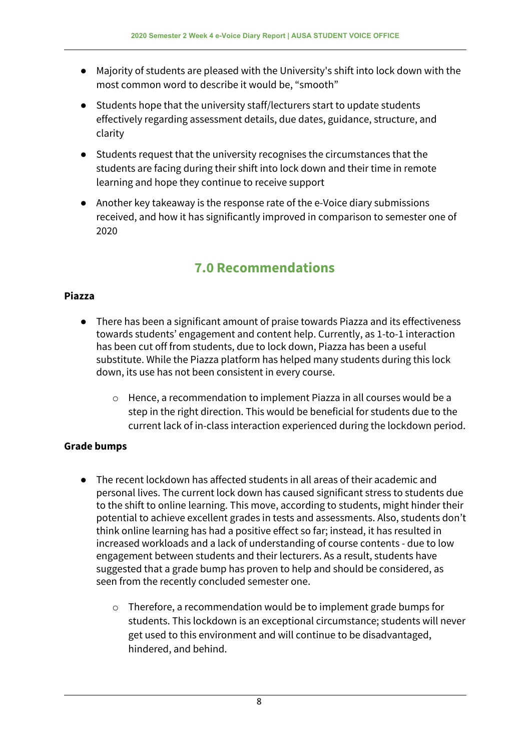- Majority of students are pleased with the University's shift into lock down with the most common word to describe it would be, “smooth”
- Students hope that the university staff/lecturers start to update students effectively regarding assessment details, due dates, guidance, structure, and clarity
- Students request that the university recognises the circumstances that the students are facing during their shift into lock down and their time in remote learning and hope they continue to receive support
- Another key takeaway is the response rate of the e-Voice diary submissions received, and how it has significantly improved in comparison to semester one of 2020

## 7.0 Recommendations

**Piazza**

- There has been a significant amount of praise towards Piazza and its effectiveness towards students’ engagement and content help. Currently, as 1-to-1 interaction has been cut off from students, due to lock down, Piazza has been a useful substitute. While the Piazza platform has helped many students during this lock down, its use has not been consistent in every course.
    - Hence, a recommendation to implement Piazza in all courses would be a step in the right direction. This would be beneficial for students due to the current lack of in-class interaction experienced during the lockdown period.

**Grade bumps**

- The recent lockdown has affected students in all areas of their academic and personal lives. The current lock down has caused significant stress to students due to the shift to online learning. This move, according to students, might hinder their potential to achieve excellent grades in tests and assessments. Also, students don’t think online learning has had a positive effect so far; instead, it has resulted in increased workloads and a lack of understanding of course contents - due to low engagement between students and their lecturers. As a result, students have suggested that a grade bump has proven to help and should be considered, as seen from the recently concluded semester one.
    - Therefore, a recommendation would be to implement grade bumps for students. This lockdown is an exceptional circumstance; students will never get used to this environment and will continue to be disadvantaged, hindered, and behind.